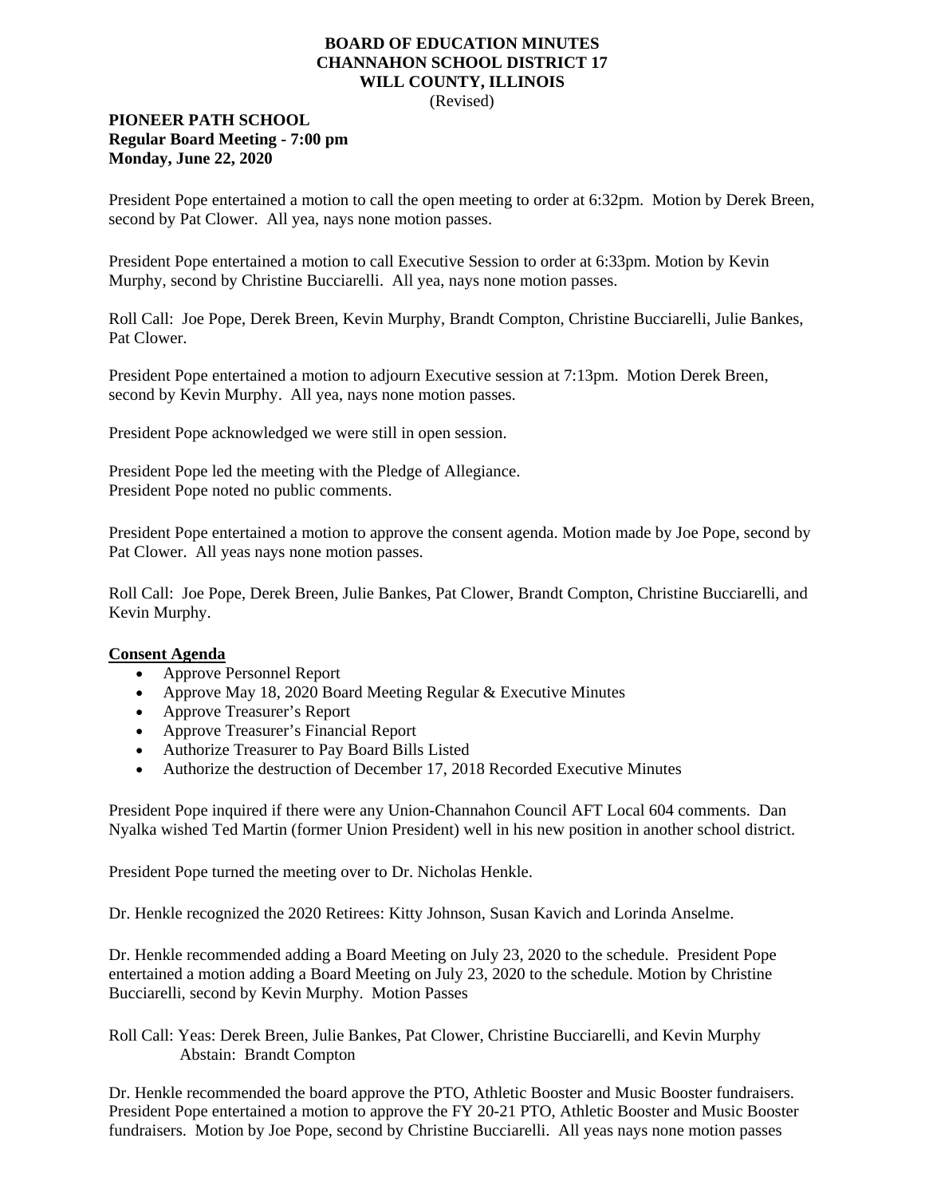**BOARD OF EDUCATION MINUTES**
**CHANNAHON SCHOOL DISTRICT 17**
**WILL COUNTY, ILLINOIS**
(Revised)

**PIONEER PATH SCHOOL**
**Regular Board Meeting - 7:00 pm**
**Monday, June 22, 2020**

President Pope entertained a motion to call the open meeting to order at 6:32pm. Motion by Derek Breen, second by Pat Clower. All yea, nays none motion passes.

President Pope entertained a motion to call Executive Session to order at 6:33pm. Motion by Kevin Murphy, second by Christine Bucciarelli. All yea, nays none motion passes.

Roll Call: Joe Pope, Derek Breen, Kevin Murphy, Brandt Compton, Christine Bucciarelli, Julie Bankes, Pat Clower.

President Pope entertained a motion to adjourn Executive session at 7:13pm. Motion Derek Breen, second by Kevin Murphy. All yea, nays none motion passes.

President Pope acknowledged we were still in open session.

President Pope led the meeting with the Pledge of Allegiance.
President Pope noted no public comments.

President Pope entertained a motion to approve the consent agenda. Motion made by Joe Pope, second by Pat Clower. All yeas nays none motion passes.

Roll Call: Joe Pope, Derek Breen, Julie Bankes, Pat Clower, Brandt Compton, Christine Bucciarelli, and Kevin Murphy.

**Consent Agenda**

- Approve Personnel Report
- Approve May 18, 2020 Board Meeting Regular & Executive Minutes
- Approve Treasurer's Report
- Approve Treasurer's Financial Report
- Authorize Treasurer to Pay Board Bills Listed
- Authorize the destruction of December 17, 2018 Recorded Executive Minutes

President Pope inquired if there were any Union-Channahon Council AFT Local 604 comments. Dan Nyalka wished Ted Martin (former Union President) well in his new position in another school district.

President Pope turned the meeting over to Dr. Nicholas Henkle.

Dr. Henkle recognized the 2020 Retirees: Kitty Johnson, Susan Kavich and Lorinda Anselme.

Dr. Henkle recommended adding a Board Meeting on July 23, 2020 to the schedule. President Pope entertained a motion adding a Board Meeting on July 23, 2020 to the schedule. Motion by Christine Bucciarelli, second by Kevin Murphy. Motion Passes

Roll Call: Yeas: Derek Breen, Julie Bankes, Pat Clower, Christine Bucciarelli, and Kevin Murphy
Abstain: Brandt Compton

Dr. Henkle recommended the board approve the PTO, Athletic Booster and Music Booster fundraisers. President Pope entertained a motion to approve the FY 20-21 PTO, Athletic Booster and Music Booster fundraisers. Motion by Joe Pope, second by Christine Bucciarelli. All yeas nays none motion passes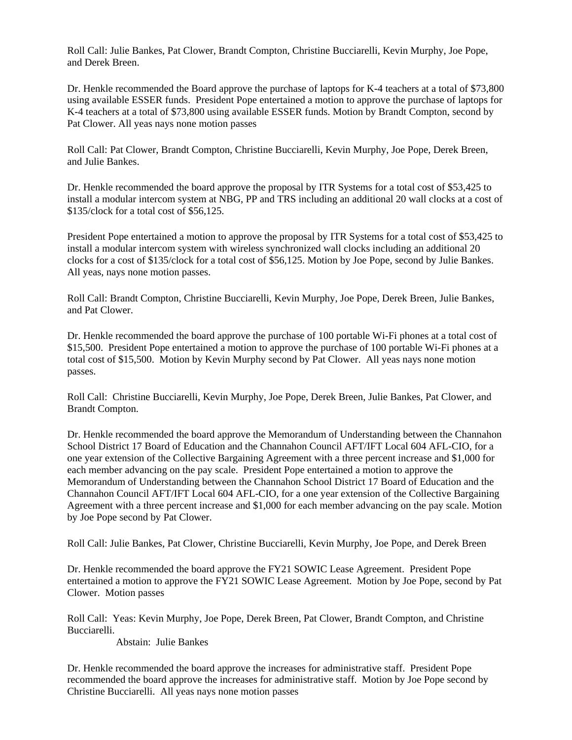Roll Call: Julie Bankes, Pat Clower, Brandt Compton, Christine Bucciarelli, Kevin Murphy, Joe Pope, and Derek Breen.

Dr. Henkle recommended the Board approve the purchase of laptops for K-4 teachers at a total of $73,800 using available ESSER funds. President Pope entertained a motion to approve the purchase of laptops for K-4 teachers at a total of $73,800 using available ESSER funds. Motion by Brandt Compton, second by Pat Clower. All yeas nays none motion passes

Roll Call: Pat Clower, Brandt Compton, Christine Bucciarelli, Kevin Murphy, Joe Pope, Derek Breen, and Julie Bankes.

Dr. Henkle recommended the board approve the proposal by ITR Systems for a total cost of $53,425 to install a modular intercom system at NBG, PP and TRS including an additional 20 wall clocks at a cost of $135/clock for a total cost of $56,125.

President Pope entertained a motion to approve the proposal by ITR Systems for a total cost of $53,425 to install a modular intercom system with wireless synchronized wall clocks including an additional 20 clocks for a cost of $135/clock for a total cost of $56,125. Motion by Joe Pope, second by Julie Bankes. All yeas, nays none motion passes.

Roll Call: Brandt Compton, Christine Bucciarelli, Kevin Murphy, Joe Pope, Derek Breen, Julie Bankes, and Pat Clower.

Dr. Henkle recommended the board approve the purchase of 100 portable Wi-Fi phones at a total cost of $15,500. President Pope entertained a motion to approve the purchase of 100 portable Wi-Fi phones at a total cost of $15,500. Motion by Kevin Murphy second by Pat Clower. All yeas nays none motion passes.

Roll Call: Christine Bucciarelli, Kevin Murphy, Joe Pope, Derek Breen, Julie Bankes, Pat Clower, and Brandt Compton.

Dr. Henkle recommended the board approve the Memorandum of Understanding between the Channahon School District 17 Board of Education and the Channahon Council AFT/IFT Local 604 AFL-CIO, for a one year extension of the Collective Bargaining Agreement with a three percent increase and $1,000 for each member advancing on the pay scale. President Pope entertained a motion to approve the Memorandum of Understanding between the Channahon School District 17 Board of Education and the Channahon Council AFT/IFT Local 604 AFL-CIO, for a one year extension of the Collective Bargaining Agreement with a three percent increase and $1,000 for each member advancing on the pay scale. Motion by Joe Pope second by Pat Clower.

Roll Call: Julie Bankes, Pat Clower, Christine Bucciarelli, Kevin Murphy, Joe Pope, and Derek Breen

Dr. Henkle recommended the board approve the FY21 SOWIC Lease Agreement. President Pope entertained a motion to approve the FY21 SOWIC Lease Agreement. Motion by Joe Pope, second by Pat Clower. Motion passes

Roll Call: Yeas: Kevin Murphy, Joe Pope, Derek Breen, Pat Clower, Brandt Compton, and Christine Bucciarelli.

Abstain: Julie Bankes

Dr. Henkle recommended the board approve the increases for administrative staff. President Pope recommended the board approve the increases for administrative staff. Motion by Joe Pope second by Christine Bucciarelli. All yeas nays none motion passes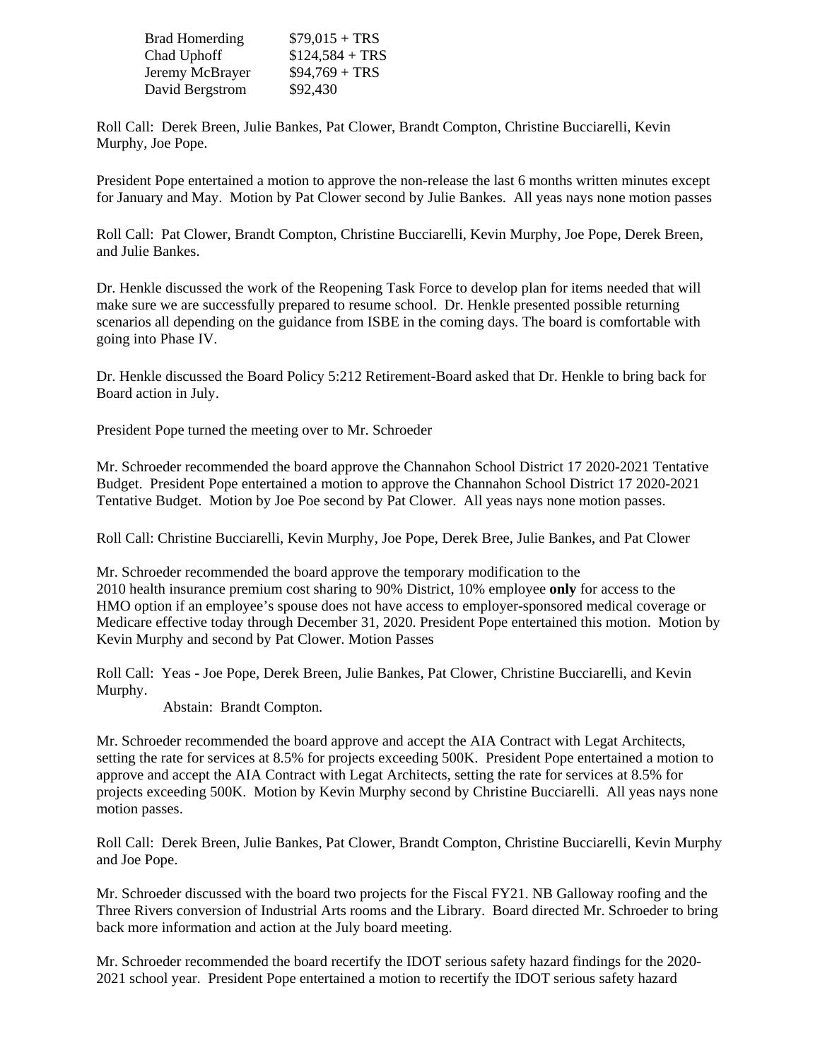| | |
|---|---|
| Brad Homerding | $79,015 + TRS |
| Chad Uphoff | $124,584 + TRS |
| Jeremy McBrayer | $94,769 + TRS |
| David Bergstrom | $92,430 |

Roll Call: Derek Breen, Julie Bankes, Pat Clower, Brandt Compton, Christine Bucciarelli, Kevin Murphy, Joe Pope.

President Pope entertained a motion to approve the non-release the last 6 months written minutes except for January and May. Motion by Pat Clower second by Julie Bankes. All yeas nays none motion passes

Roll Call: Pat Clower, Brandt Compton, Christine Bucciarelli, Kevin Murphy, Joe Pope, Derek Breen, and Julie Bankes.

Dr. Henkle discussed the work of the Reopening Task Force to develop plan for items needed that will make sure we are successfully prepared to resume school. Dr. Henkle presented possible returning scenarios all depending on the guidance from ISBE in the coming days. The board is comfortable with going into Phase IV.

Dr. Henkle discussed the Board Policy 5:212 Retirement-Board asked that Dr. Henkle to bring back for Board action in July.

President Pope turned the meeting over to Mr. Schroeder

Mr. Schroeder recommended the board approve the Channahon School District 17 2020-2021 Tentative Budget. President Pope entertained a motion to approve the Channahon School District 17 2020-2021 Tentative Budget. Motion by Joe Poe second by Pat Clower. All yeas nays none motion passes.

Roll Call: Christine Bucciarelli, Kevin Murphy, Joe Pope, Derek Bree, Julie Bankes, and Pat Clower

Mr. Schroeder recommended the board approve the temporary modification to the 2010 health insurance premium cost sharing to 90% District, 10% employee **only** for access to the HMO option if an employee's spouse does not have access to employer-sponsored medical coverage or Medicare effective today through December 31, 2020. President Pope entertained this motion. Motion by Kevin Murphy and second by Pat Clower. Motion Passes

Roll Call: Yeas - Joe Pope, Derek Breen, Julie Bankes, Pat Clower, Christine Bucciarelli, and Kevin Murphy.
Abstain: Brandt Compton.

Mr. Schroeder recommended the board approve and accept the AIA Contract with Legat Architects, setting the rate for services at 8.5% for projects exceeding 500K. President Pope entertained a motion to approve and accept the AIA Contract with Legat Architects, setting the rate for services at 8.5% for projects exceeding 500K. Motion by Kevin Murphy second by Christine Bucciarelli. All yeas nays none motion passes.

Roll Call: Derek Breen, Julie Bankes, Pat Clower, Brandt Compton, Christine Bucciarelli, Kevin Murphy and Joe Pope.

Mr. Schroeder discussed with the board two projects for the Fiscal FY21. NB Galloway roofing and the Three Rivers conversion of Industrial Arts rooms and the Library. Board directed Mr. Schroeder to bring back more information and action at the July board meeting.

Mr. Schroeder recommended the board recertify the IDOT serious safety hazard findings for the 2020-2021 school year. President Pope entertained a motion to recertify the IDOT serious safety hazard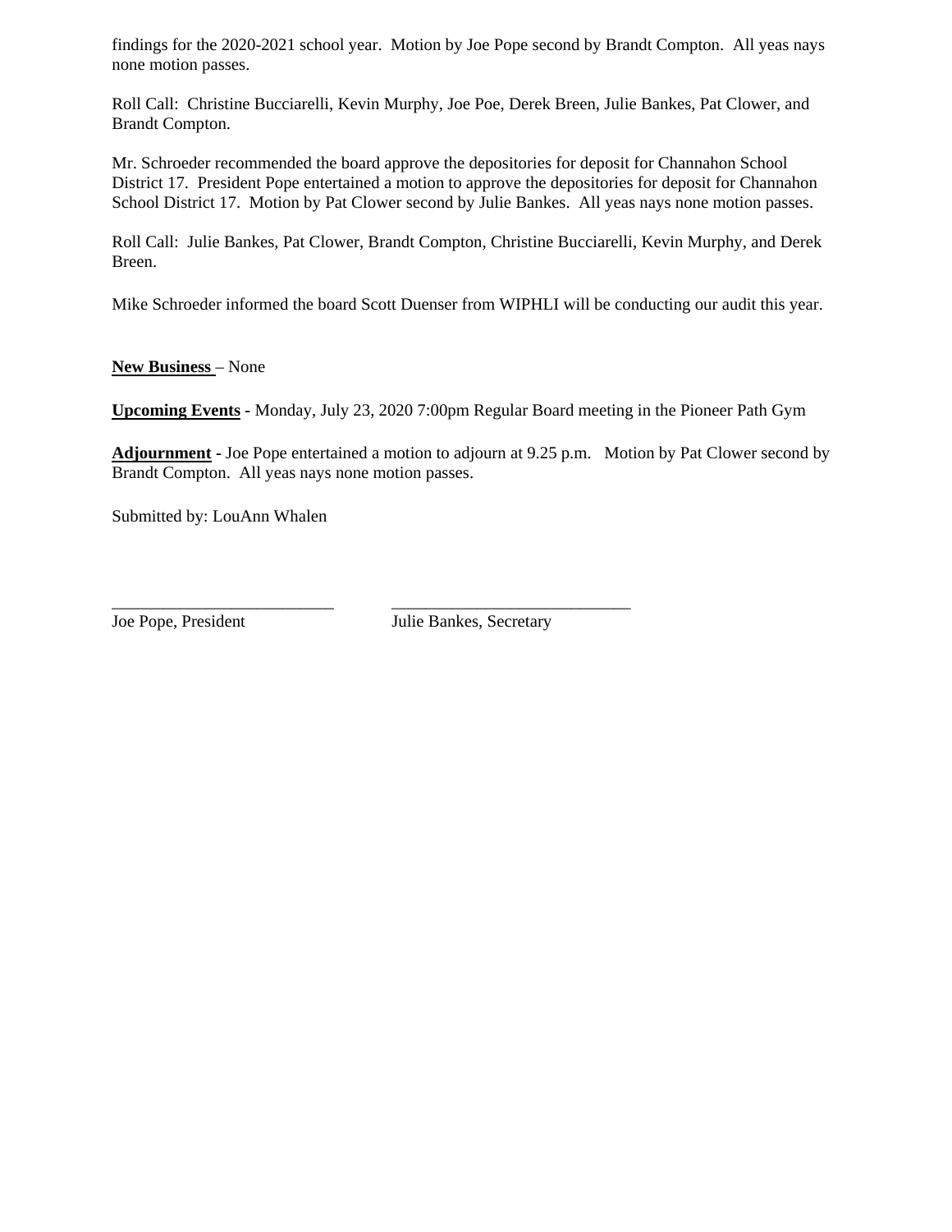findings for the 2020-2021 school year. Motion by Joe Pope second by Brandt Compton. All yeas nays none motion passes.

Roll Call: Christine Bucciarelli, Kevin Murphy, Joe Poe, Derek Breen, Julie Bankes, Pat Clower, and Brandt Compton.

Mr. Schroeder recommended the board approve the depositories for deposit for Channahon School District 17. President Pope entertained a motion to approve the depositories for deposit for Channahon School District 17. Motion by Pat Clower second by Julie Bankes. All yeas nays none motion passes.

Roll Call: Julie Bankes, Pat Clower, Brandt Compton, Christine Bucciarelli, Kevin Murphy, and Derek Breen.

Mike Schroeder informed the board Scott Duenser from WIPHLI will be conducting our audit this year.

**New Business** – None

**Upcoming Events** - Monday, July 23, 2020 7:00pm Regular Board meeting in the Pioneer Path Gym

**Adjournment** - Joe Pope entertained a motion to adjourn at 9.25 p.m. Motion by Pat Clower second by Brandt Compton. All yeas nays none motion passes.

Submitted by: LouAnn Whalen

\_\_\_\_\_\_\_\_\_\_\_\_\_\_\_\_\_\_\_\_\_\_\_\_\_\_\_ \_\_\_\_\_\_\_\_\_\_\_\_\_\_\_\_\_\_\_\_\_\_\_\_\_\_\_\_\_

Joe Pope, President Julie Bankes, Secretary